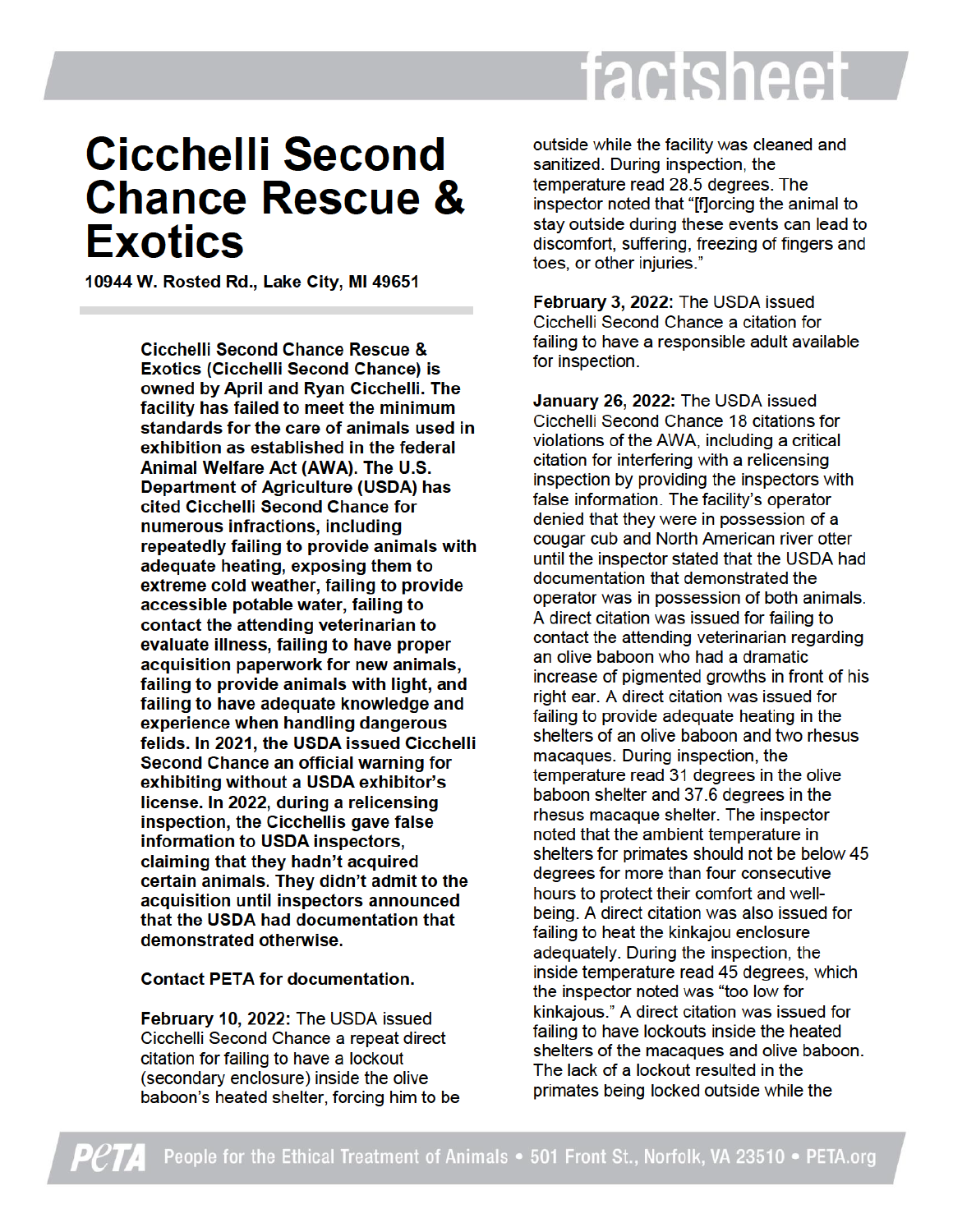# Cicchelli Second Chance Rescue & Exotics

**10944 W. Rosted Rd., Lake City, MI 49651**

**Cicchelli Second Chance Rescue & Exotics (Cicchelli Second Chance) is owned by April and Ryan Cicchelli. The facility has failed to meet the minimum standards for the care of animals used in exhibition as established in the federal Animal Welfare Act (AWA). The U.S. Department of Agriculture (USDA) has cited Cicchelli Second Chance for numerous infractions, including repeatedly failing to provide animals with adequate heating, exposing them to extreme cold weather, failing to provide accessible potable water, failing to contact the attending veterinarian to evaluate illness, failing to have proper acquisition paperwork for new animals, failing to provide animals with light, and failing to have adequate knowledge and experience when handling dangerous felids. In 2021, the USDA issued Cicchelli Second Chance an official warning for exhibiting without a USDA exhibitor's license. In 2022, during a relicensing inspection, the Cicchellis gave false information to USDA inspectors, claiming that they hadn't acquired certain animals. They didn't admit to the acquisition until inspectors announced that the USDA had documentation that demonstrated otherwise.**

**Contact PETA for documentation.**

**February 10, 2022:** The USDA issued Cicchelli Second Chance a repeat direct citation for failing to have a lockout (secondary enclosure) inside the olive baboon's heated shelter, forcing him to be outside while the facility was cleaned and sanitized. During inspection, the temperature read 28.5 degrees. The inspector noted that "[f]orcing the animal to stay outside during these events can lead to discomfort, suffering, freezing of fingers and toes, or other injuries."

**February 3, 2022:** The USDA issued Cicchelli Second Chance a citation for failing to have a responsible adult available for inspection.

**January 26, 2022:** The USDA issued Cicchelli Second Chance 18 citations for violations of the AWA, including a critical citation for interfering with a relicensing inspection by providing the inspectors with false information. The facility's operator denied that they were in possession of a cougar cub and North American river otter until the inspector stated that the USDA had documentation that demonstrated the operator was in possession of both animals. A direct citation was issued for failing to contact the attending veterinarian regarding an olive baboon who had a dramatic increase of pigmented growths in front of his right ear. A direct citation was issued for failing to provide adequate heating in the shelters of an olive baboon and two rhesus macaques. During inspection, the temperature read 31 degrees in the olive baboon shelter and 37.6 degrees in the rhesus macaque shelter. The inspector noted that the ambient temperature in shelters for primates should not be below 45 degrees for more than four consecutive hours to protect their comfort and well-being. A direct citation was also issued for failing to heat the kinkajou enclosure adequately. During the inspection, the inside temperature read 45 degrees, which the inspector noted was "too low for kinkajous." A direct citation was issued for failing to have lockouts inside the heated shelters of the macaques and olive baboon. The lack of a lockout resulted in the primates being locked outside while the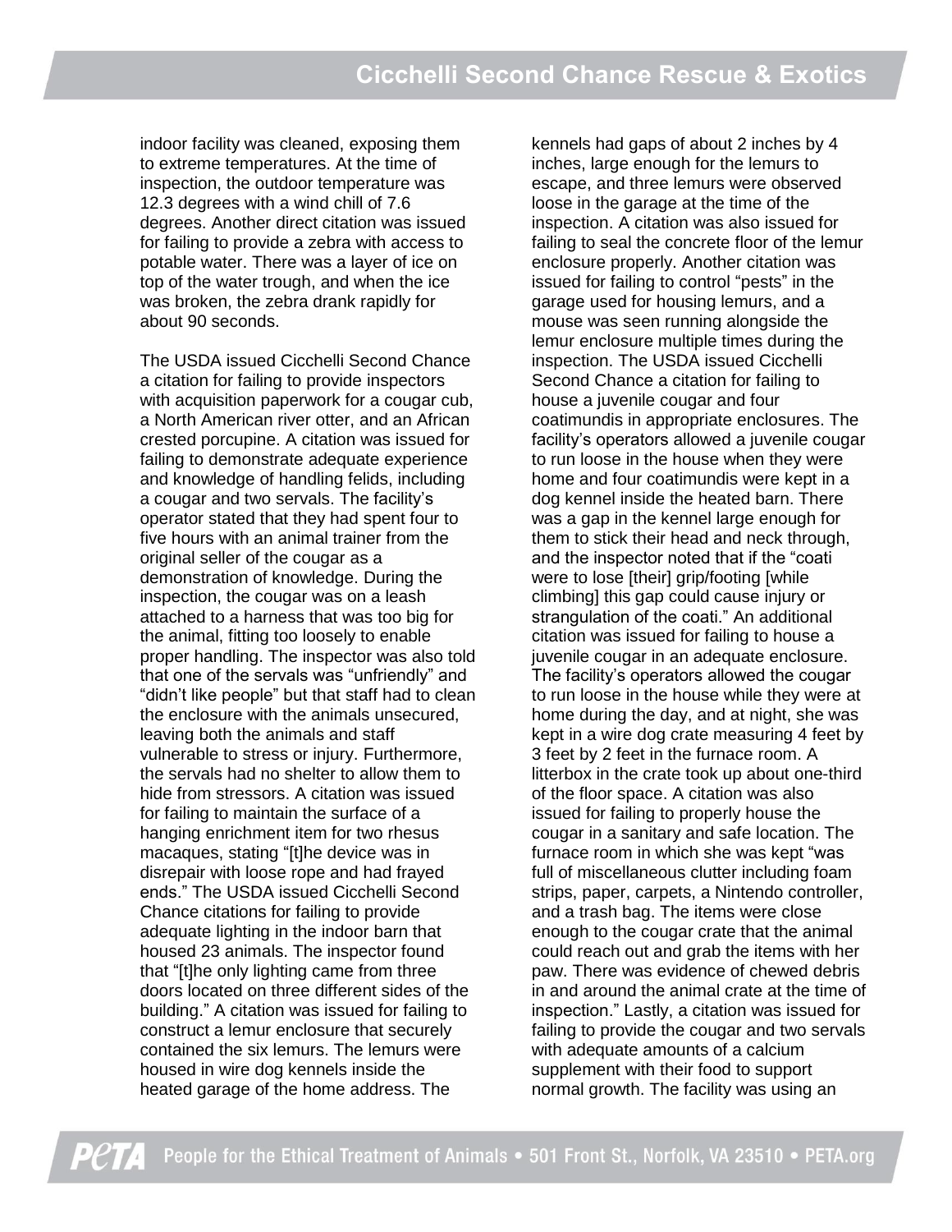indoor facility was cleaned, exposing them to extreme temperatures. At the time of inspection, the outdoor temperature was 12.3 degrees with a wind chill of 7.6 degrees. Another direct citation was issued for failing to provide a zebra with access to potable water. There was a layer of ice on top of the water trough, and when the ice was broken, the zebra drank rapidly for about 90 seconds.

The USDA issued Cicchelli Second Chance a citation for failing to provide inspectors with acquisition paperwork for a cougar cub, a North American river otter, and an African crested porcupine. A citation was issued for failing to demonstrate adequate experience and knowledge of handling felids, including a cougar and two servals. The facility's operator stated that they had spent four to five hours with an animal trainer from the original seller of the cougar as a demonstration of knowledge. During the inspection, the cougar was on a leash attached to a harness that was too big for the animal, fitting too loosely to enable proper handling. The inspector was also told that one of the servals was "unfriendly" and "didn't like people" but that staff had to clean the enclosure with the animals unsecured, leaving both the animals and staff vulnerable to stress or injury. Furthermore, the servals had no shelter to allow them to hide from stressors. A citation was issued for failing to maintain the surface of a hanging enrichment item for two rhesus macaques, stating "[t]he device was in disrepair with loose rope and had frayed ends." The USDA issued Cicchelli Second Chance citations for failing to provide adequate lighting in the indoor barn that housed 23 animals. The inspector found that "[t]he only lighting came from three doors located on three different sides of the building." A citation was issued for failing to construct a lemur enclosure that securely contained the six lemurs. The lemurs were housed in wire dog kennels inside the heated garage of the home address. The kennels had gaps of about 2 inches by 4 inches, large enough for the lemurs to escape, and three lemurs were observed loose in the garage at the time of the inspection. A citation was also issued for failing to seal the concrete floor of the lemur enclosure properly. Another citation was issued for failing to control "pests" in the garage used for housing lemurs, and a mouse was seen running alongside the lemur enclosure multiple times during the inspection. The USDA issued Cicchelli Second Chance a citation for failing to house a juvenile cougar and four coatimundis in appropriate enclosures. The facility's operators allowed a juvenile cougar to run loose in the house when they were home and four coatimundis were kept in a dog kennel inside the heated barn. There was a gap in the kennel large enough for them to stick their head and neck through, and the inspector noted that if the "coati were to lose [their] grip/footing [while climbing] this gap could cause injury or strangulation of the coati." An additional citation was issued for failing to house a juvenile cougar in an adequate enclosure. The facility's operators allowed the cougar to run loose in the house while they were at home during the day, and at night, she was kept in a wire dog crate measuring 4 feet by 3 feet by 2 feet in the furnace room. A litterbox in the crate took up about one-third of the floor space. A citation was also issued for failing to properly house the cougar in a sanitary and safe location. The furnace room in which she was kept "was full of miscellaneous clutter including foam strips, paper, carpets, a Nintendo controller, and a trash bag. The items were close enough to the cougar crate that the animal could reach out and grab the items with her paw. There was evidence of chewed debris in and around the animal crate at the time of inspection." Lastly, a citation was issued for failing to provide the cougar and two servals with adequate amounts of a calcium supplement with their food to support normal growth. The facility was using an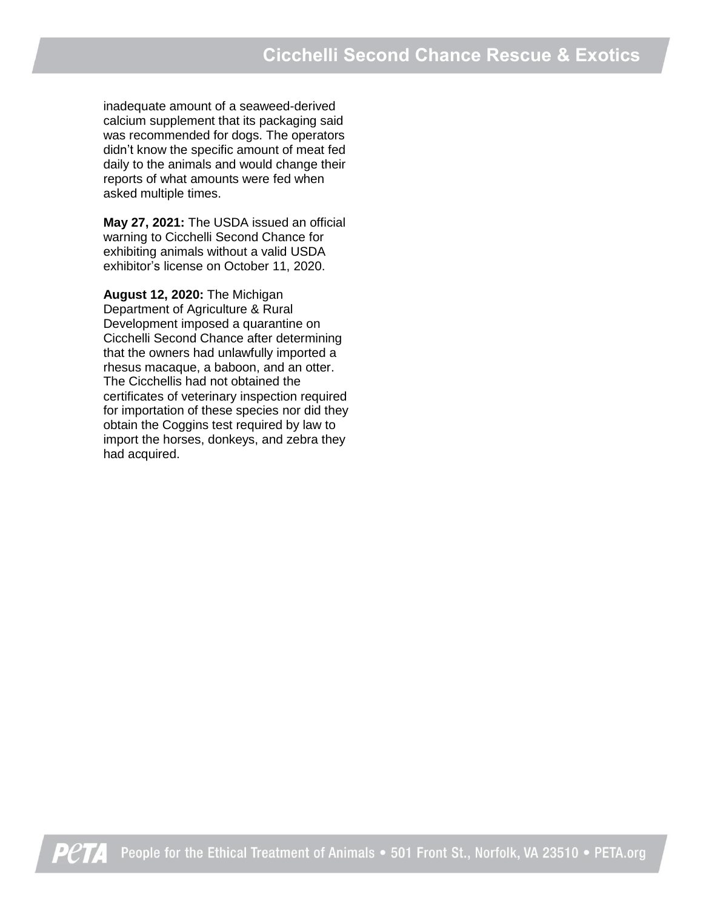inadequate amount of a seaweed-derived calcium supplement that its packaging said was recommended for dogs. The operators didn’t know the specific amount of meat fed daily to the animals and would change their reports of what amounts were fed when asked multiple times.

**May 27, 2021:** The USDA issued an official warning to Cicchelli Second Chance for exhibiting animals without a valid USDA exhibitor’s license on October 11, 2020.

**August 12, 2020:** The Michigan Department of Agriculture & Rural Development imposed a quarantine on Cicchelli Second Chance after determining that the owners had unlawfully imported a rhesus macaque, a baboon, and an otter. The Cicchellis had not obtained the certificates of veterinary inspection required for importation of these species nor did they obtain the Coggins test required by law to import the horses, donkeys, and zebra they had acquired.